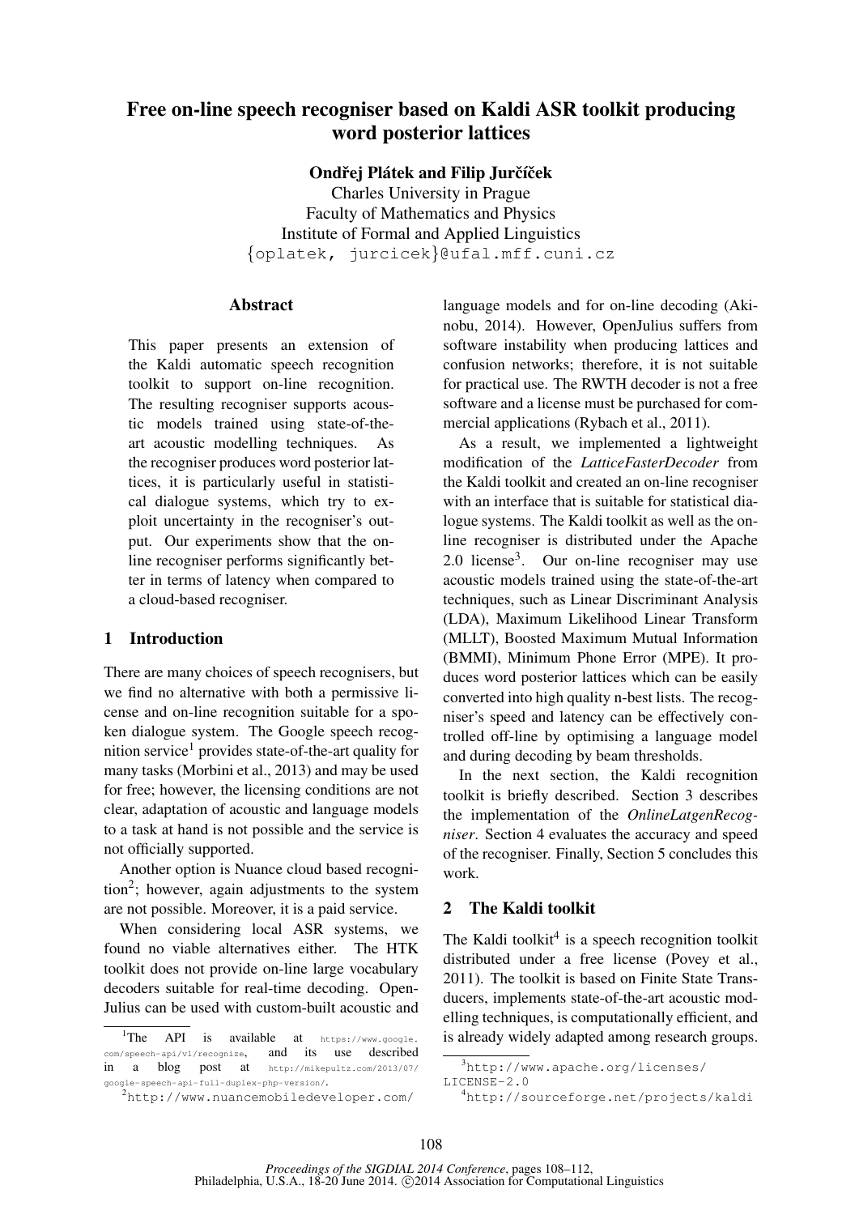# Free on-line speech recogniser based on Kaldi ASR toolkit producing word posterior lattices

**Ondřej Plátek and Filip Jurčíček**

Charles University in Prague
Faculty of Mathematics and Physics
Institute of Formal and Applied Linguistics
{oplatek, jurcicek}@ufal.mff.cuni.cz

## Abstract

This paper presents an extension of the Kaldi automatic speech recognition toolkit to support on-line recognition. The resulting recogniser supports acoustic models trained using state-of-the-art acoustic modelling techniques. As the recogniser produces word posterior lattices, it is particularly useful in statistical dialogue systems, which try to exploit uncertainty in the recogniser's output. Our experiments show that the on-line recogniser performs significantly better in terms of latency when compared to a cloud-based recogniser.

## 1 Introduction

There are many choices of speech recognisers, but we find no alternative with both a permissive license and on-line recognition suitable for a spoken dialogue system. The Google speech recognition service[1] provides state-of-the-art quality for many tasks (Morbini et al., 2013) and may be used for free; however, the licensing conditions are not clear, adaptation of acoustic and language models to a task at hand is not possible and the service is not officially supported.

Another option is Nuance cloud based recognition[2]; however, again adjustments to the system are not possible. Moreover, it is a paid service.

When considering local ASR systems, we found no viable alternatives either. The HTK toolkit does not provide on-line large vocabulary decoders suitable for real-time decoding. Open-Julius can be used with custom-built acoustic and language models and for on-line decoding (Akinobu, 2014). However, OpenJulius suffers from software instability when producing lattices and confusion networks; therefore, it is not suitable for practical use. The RWTH decoder is not a free software and a license must be purchased for commercial applications (Rybach et al., 2011).

As a result, we implemented a lightweight modification of the *LatticeFasterDecoder* from the Kaldi toolkit and created an on-line recogniser with an interface that is suitable for statistical dialogue systems. The Kaldi toolkit as well as the on-line recogniser is distributed under the Apache 2.0 license[3]. Our on-line recogniser may use acoustic models trained using the state-of-the-art techniques, such as Linear Discriminant Analysis (LDA), Maximum Likelihood Linear Transform (MLLT), Boosted Maximum Mutual Information (BMMI), Minimum Phone Error (MPE). It produces word posterior lattices which can be easily converted into high quality n-best lists. The recogniser's speed and latency can be effectively controlled off-line by optimising a language model and during decoding by beam thresholds.

In the next section, the Kaldi recognition toolkit is briefly described. Section 3 describes the implementation of the *OnlineLatgenRecogniser*. Section 4 evaluates the accuracy and speed of the recogniser. Finally, Section 5 concludes this work.

## 2 The Kaldi toolkit

The Kaldi toolkit[4] is a speech recognition toolkit distributed under a free license (Povey et al., 2011). The toolkit is based on Finite State Transducers, implements state-of-the-art acoustic modelling techniques, is computationally efficient, and is already widely adapted among research groups.

---

[1] The API is available at https://www.google.com/speech-api/v1/recognize, and its use described in a blog post at http://mikepultz.com/2013/07/google-speech-api-full-duplex-php-version/.

[2] http://www.nuancemobiledeveloper.com/

[3] http://www.apache.org/licenses/LICENSE-2.0

[4] http://sourceforge.net/projects/kaldi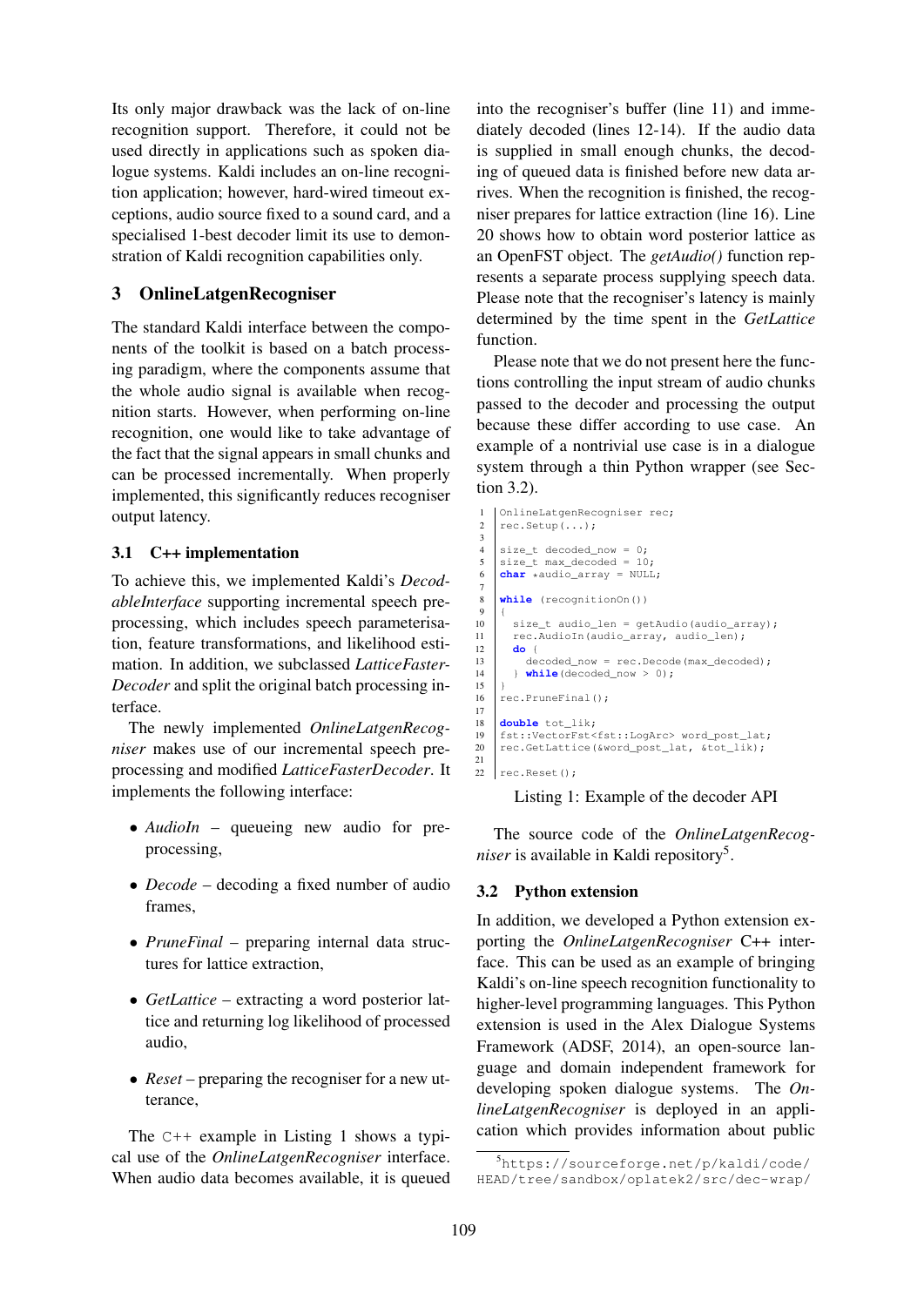Its only major drawback was the lack of on-line recognition support. Therefore, it could not be used directly in applications such as spoken dialogue systems. Kaldi includes an on-line recognition application; however, hard-wired timeout exceptions, audio source fixed to a sound card, and a specialised 1-best decoder limit its use to demonstration of Kaldi recognition capabilities only.

## 3 OnlineLatgenRecogniser

The standard Kaldi interface between the components of the toolkit is based on a batch processing paradigm, where the components assume that the whole audio signal is available when recognition starts. However, when performing on-line recognition, one would like to take advantage of the fact that the signal appears in small chunks and can be processed incrementally. When properly implemented, this significantly reduces recogniser output latency.

### 3.1 C++ implementation

To achieve this, we implemented Kaldi's *DecodableInterface* supporting incremental speech preprocessing, which includes speech parameterisation, feature transformations, and likelihood estimation. In addition, we subclassed *LatticeFasterDecoder* and split the original batch processing interface.

The newly implemented *OnlineLatgenRecogniser* makes use of our incremental speech preprocessing and modified *LatticeFasterDecoder*. It implements the following interface:

- *AudioIn* – queueing new audio for preprocessing,
- *Decode* – decoding a fixed number of audio frames,
- *PruneFinal* – preparing internal data structures for lattice extraction,
- *GetLattice* – extracting a word posterior lattice and returning log likelihood of processed audio,
- *Reset* – preparing the recogniser for a new utterance,

The `C++` example in Listing 1 shows a typical use of the *OnlineLatgenRecogniser* interface. When audio data becomes available, it is queued into the recogniser's buffer (line 11) and immediately decoded (lines 12-14). If the audio data is supplied in small enough chunks, the decoding of queued data is finished before new data arrives. When the recognition is finished, the recogniser prepares for lattice extraction (line 16). Line 20 shows how to obtain word posterior lattice as an OpenFST object. The *getAudio()* function represents a separate process supplying speech data. Please note that the recogniser's latency is mainly determined by the time spent in the *GetLattice* function.

Please note that we do not present here the functions controlling the input stream of audio chunks passed to the decoder and processing the output because these differ according to use case. An example of a nontrivial use case is in a dialogue system through a thin Python wrapper (see Section 3.2).

```
1  OnlineLatgenRecogniser rec;
2  rec.Setup(...);
3
4  size_t decoded_now = 0;
5  size_t max_decoded = 10;
6  char *audio_array = NULL;
7
8  while (recognitionOn())
9  {
10   size_t audio_len = getAudio(audio_array);
11   rec.AudioIn(audio_array, audio_len);
12   do {
13     decoded_now = rec.Decode(max_decoded);
14   } while(decoded_now > 0);
15 }
16 rec.PruneFinal();
17
18 double tot_lik;
19 fst::VectorFst<fst::LogArc> word_post_lat;
20 rec.GetLattice(&word_post_lat, &tot_lik);
21
22 rec.Reset();
```

Listing 1: Example of the decoder API

The source code of the *OnlineLatgenRecogniser* is available in Kaldi repository[5].

### 3.2 Python extension

In addition, we developed a Python extension exporting the *OnlineLatgenRecogniser* C++ interface. This can be used as an example of bringing Kaldi's on-line speech recognition functionality to higher-level programming languages. This Python extension is used in the Alex Dialogue Systems Framework (ADSF, 2014), an open-source language and domain independent framework for developing spoken dialogue systems. The *OnlineLatgenRecogniser* is deployed in an application which provides information about public

[5] https://sourceforge.net/p/kaldi/code/HEAD/tree/sandbox/oplatek2/src/dec-wrap/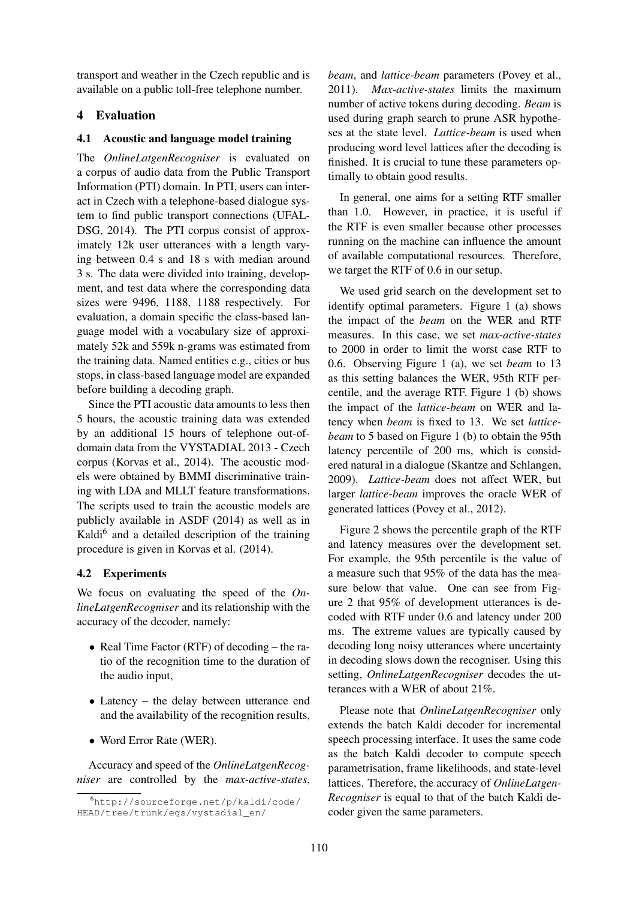transport and weather in the Czech republic and is available on a public toll-free telephone number.

## 4 Evaluation

### 4.1 Acoustic and language model training

The *OnlineLatgenRecogniser* is evaluated on a corpus of audio data from the Public Transport Information (PTI) domain. In PTI, users can interact in Czech with a telephone-based dialogue system to find public transport connections (UFAL-DSG, 2014). The PTI corpus consist of approximately 12k user utterances with a length varying between 0.4 s and 18 s with median around 3 s. The data were divided into training, development, and test data where the corresponding data sizes were 9496, 1188, 1188 respectively. For evaluation, a domain specific the class-based language model with a vocabulary size of approximately 52k and 559k n-grams was estimated from the training data. Named entities e.g., cities or bus stops, in class-based language model are expanded before building a decoding graph.

Since the PTI acoustic data amounts to less then 5 hours, the acoustic training data was extended by an additional 15 hours of telephone out-of-domain data from the VYSTADIAL 2013 - Czech corpus (Korvas et al., 2014). The acoustic models were obtained by BMMI discriminative training with LDA and MLLT feature transformations. The scripts used to train the acoustic models are publicly available in ASDF (2014) as well as in Kaldi[6] and a detailed description of the training procedure is given in Korvas et al. (2014).

### 4.2 Experiments

We focus on evaluating the speed of the *OnlineLatgenRecogniser* and its relationship with the accuracy of the decoder, namely:

- Real Time Factor (RTF) of decoding – the ratio of the recognition time to the duration of the audio input,
- Latency – the delay between utterance end and the availability of the recognition results,
- Word Error Rate (WER).

Accuracy and speed of the *OnlineLatgenRecogniser* are controlled by the *max-active-states*, *beam*, and *lattice-beam* parameters (Povey et al., 2011). *Max-active-states* limits the maximum number of active tokens during decoding. *Beam* is used during graph search to prune ASR hypotheses at the state level. *Lattice-beam* is used when producing word level lattices after the decoding is finished. It is crucial to tune these parameters optimally to obtain good results.

In general, one aims for a setting RTF smaller than 1.0. However, in practice, it is useful if the RTF is even smaller because other processes running on the machine can influence the amount of available computational resources. Therefore, we target the RTF of 0.6 in our setup.

We used grid search on the development set to identify optimal parameters. Figure 1 (a) shows the impact of the *beam* on the WER and RTF measures. In this case, we set *max-active-states* to 2000 in order to limit the worst case RTF to 0.6. Observing Figure 1 (a), we set *beam* to 13 as this setting balances the WER, 95th RTF percentile, and the average RTF. Figure 1 (b) shows the impact of the *lattice-beam* on WER and latency when *beam* is fixed to 13. We set *lattice-beam* to 5 based on Figure 1 (b) to obtain the 95th latency percentile of 200 ms, which is considered natural in a dialogue (Skantze and Schlangen, 2009). *Lattice-beam* does not affect WER, but larger *lattice-beam* improves the oracle WER of generated lattices (Povey et al., 2012).

Figure 2 shows the percentile graph of the RTF and latency measures over the development set. For example, the 95th percentile is the value of a measure such that 95% of the data has the measure below that value. One can see from Figure 2 that 95% of development utterances is decoded with RTF under 0.6 and latency under 200 ms. The extreme values are typically caused by decoding long noisy utterances where uncertainty in decoding slows down the recogniser. Using this setting, *OnlineLatgenRecogniser* decodes the utterances with a WER of about 21%.

Please note that *OnlineLatgenRecogniser* only extends the batch Kaldi decoder for incremental speech processing interface. It uses the same code as the batch Kaldi decoder to compute speech parametrisation, frame likelihoods, and state-level lattices. Therefore, the accuracy of *OnlineLatgenRecogniser* is equal to that of the batch Kaldi decoder given the same parameters.

[6] `http://sourceforge.net/p/kaldi/code/HEAD/tree/trunk/egs/vystadial_en/`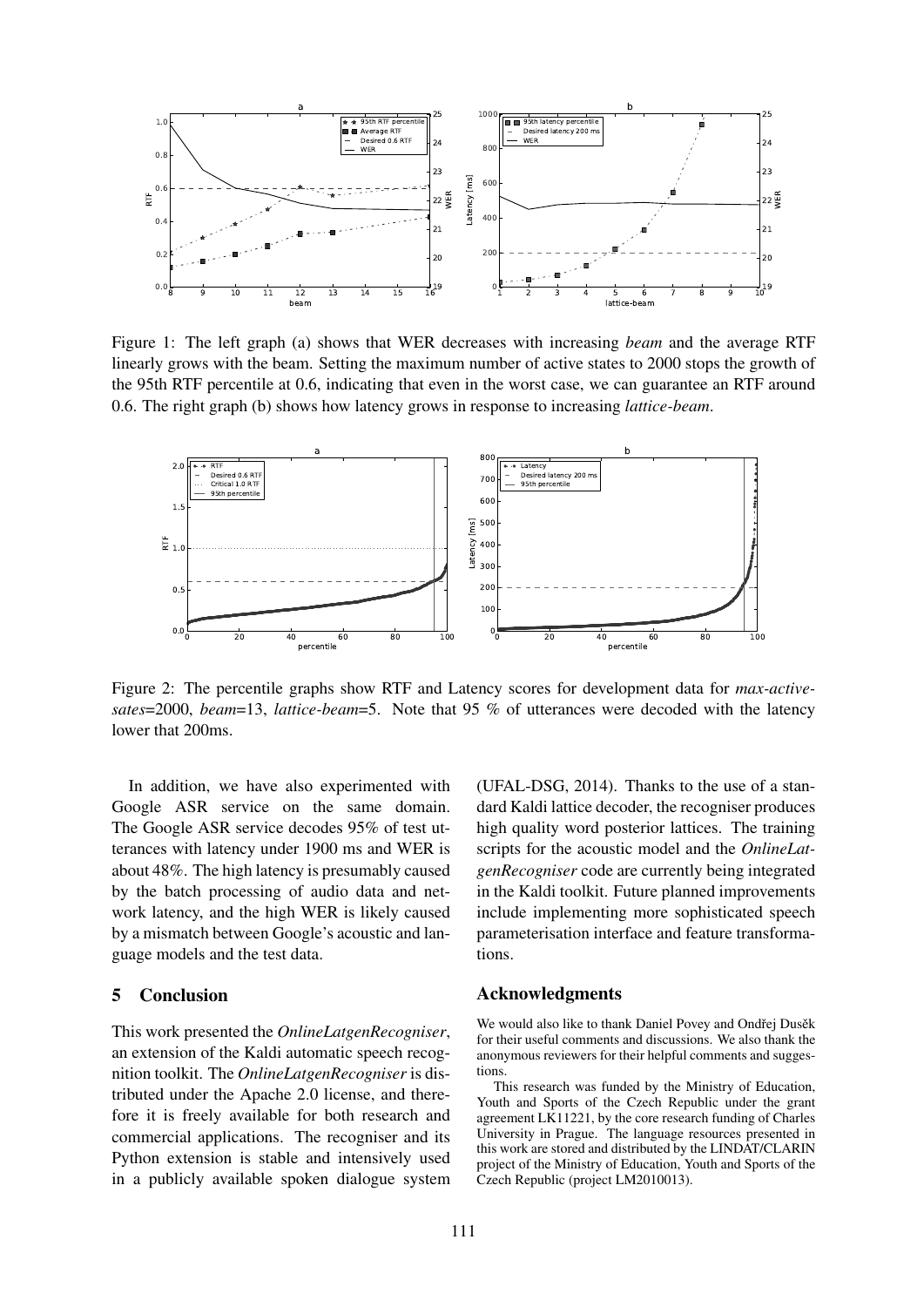Figure 1: The left graph (a) shows that WER decreases with increasing *beam* and the average RTF linearly grows with the beam. Setting the maximum number of active states to 2000 stops the growth of the 95th RTF percentile at 0.6, indicating that even in the worst case, we can guarantee an RTF around 0.6. The right graph (b) shows how latency grows in response to increasing *lattice-beam*.

Figure 2: The percentile graphs show RTF and Latency scores for development data for *max-active-sates*=2000, *beam*=13, *lattice-beam*=5. Note that 95 % of utterances were decoded with the latency lower that 200ms.

In addition, we have also experimented with Google ASR service on the same domain. The Google ASR service decodes 95% of test utterances with latency under 1900 ms and WER is about 48%. The high latency is presumably caused by the batch processing of audio data and network latency, and the high WER is likely caused by a mismatch between Google's acoustic and language models and the test data.

## 5 Conclusion

This work presented the *OnlineLatgenRecogniser*, an extension of the Kaldi automatic speech recognition toolkit. The *OnlineLatgenRecogniser* is distributed under the Apache 2.0 license, and therefore it is freely available for both research and commercial applications. The recogniser and its Python extension is stable and intensively used in a publicly available spoken dialogue system (UFAL-DSG, 2014). Thanks to the use of a standard Kaldi lattice decoder, the recogniser produces high quality word posterior lattices. The training scripts for the acoustic model and the *OnlineLatgenRecogniser* code are currently being integrated in the Kaldi toolkit. Future planned improvements include implementing more sophisticated speech parameterisation interface and feature transformations.

## Acknowledgments

We would also like to thank Daniel Povey and Ondřej Dušek for their useful comments and discussions. We also thank the anonymous reviewers for their helpful comments and suggestions.

This research was funded by the Ministry of Education, Youth and Sports of the Czech Republic under the grant agreement LK11221, by the core research funding of Charles University in Prague. The language resources presented in this work are stored and distributed by the LINDAT/CLARIN project of the Ministry of Education, Youth and Sports of the Czech Republic (project LM2010013).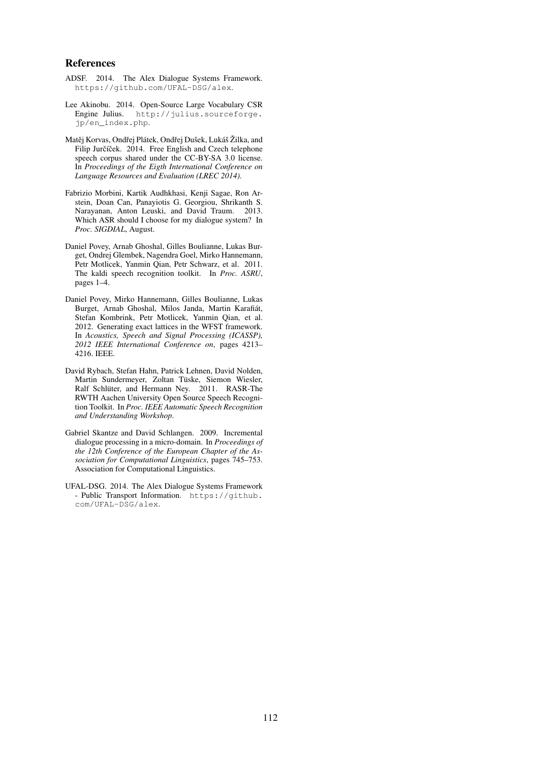## References

ADSF. 2014. The Alex Dialogue Systems Framework. https://github.com/UFAL-DSG/alex.

Lee Akinobu. 2014. Open-Source Large Vocabulary CSR Engine Julius. http://julius.sourceforge.jp/en_index.php.

Matěj Korvas, Ondřej Plátek, Ondřej Dušek, Lukáš Žilka, and Filip Jurčíček. 2014. Free English and Czech telephone speech corpus shared under the CC-BY-SA 3.0 license. In *Proceedings of the Eigth International Conference on Language Resources and Evaluation (LREC 2014)*.

Fabrizio Morbini, Kartik Audhkhasi, Kenji Sagae, Ron Artstein, Doan Can, Panayiotis G. Georgiou, Shrikanth S. Narayanan, Anton Leuski, and David Traum. 2013. Which ASR should I choose for my dialogue system? In *Proc. SIGDIAL*, August.

Daniel Povey, Arnab Ghoshal, Gilles Boulianne, Lukas Burget, Ondrej Glembek, Nagendra Goel, Mirko Hannemann, Petr Motlicek, Yanmin Qian, Petr Schwarz, et al. 2011. The kaldi speech recognition toolkit. In *Proc. ASRU*, pages 1–4.

Daniel Povey, Mirko Hannemann, Gilles Boulianne, Lukas Burget, Arnab Ghoshal, Milos Janda, Martin Karafiát, Stefan Kombrink, Petr Motlicek, Yanmin Qian, et al. 2012. Generating exact lattices in the WFST framework. In *Acoustics, Speech and Signal Processing (ICASSP), 2012 IEEE International Conference on*, pages 4213–4216. IEEE.

David Rybach, Stefan Hahn, Patrick Lehnen, David Nolden, Martin Sundermeyer, Zoltan Tüske, Siemon Wiesler, Ralf Schlüter, and Hermann Ney. 2011. RASR-The RWTH Aachen University Open Source Speech Recognition Toolkit. In *Proc. IEEE Automatic Speech Recognition and Understanding Workshop*.

Gabriel Skantze and David Schlangen. 2009. Incremental dialogue processing in a micro-domain. In *Proceedings of the 12th Conference of the European Chapter of the Association for Computational Linguistics*, pages 745–753. Association for Computational Linguistics.

UFAL-DSG. 2014. The Alex Dialogue Systems Framework - Public Transport Information. https://github.com/UFAL-DSG/alex.